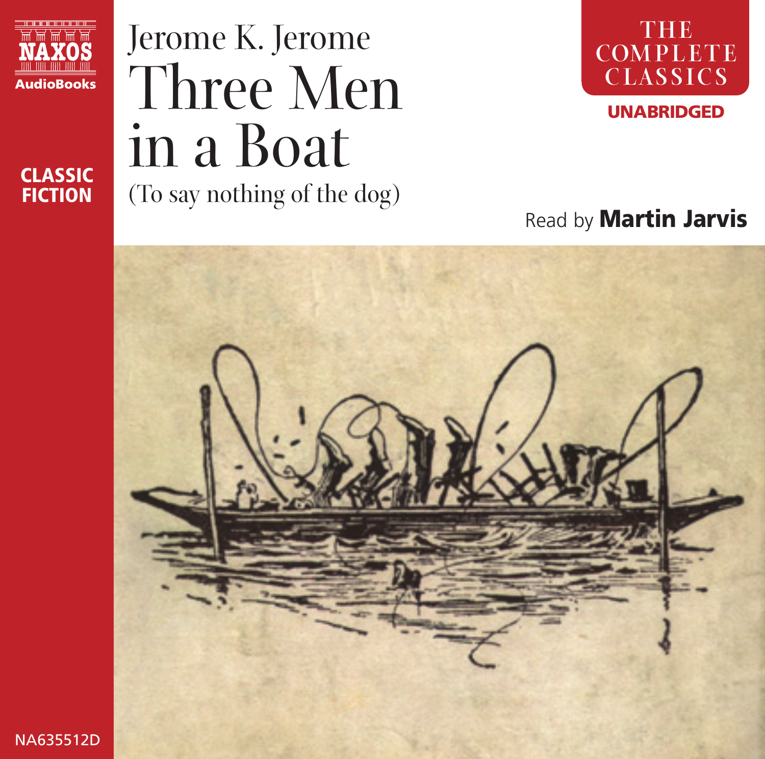NAXOS AudioBooks

CLASSIC FICTION

Jerome K. Jerome

# Three Men in a Boat

(To say nothing of the dog)

THE COMPLETE CLASSICS

UNABRIDGED

Read by **Martin Jarvis**

NA635512D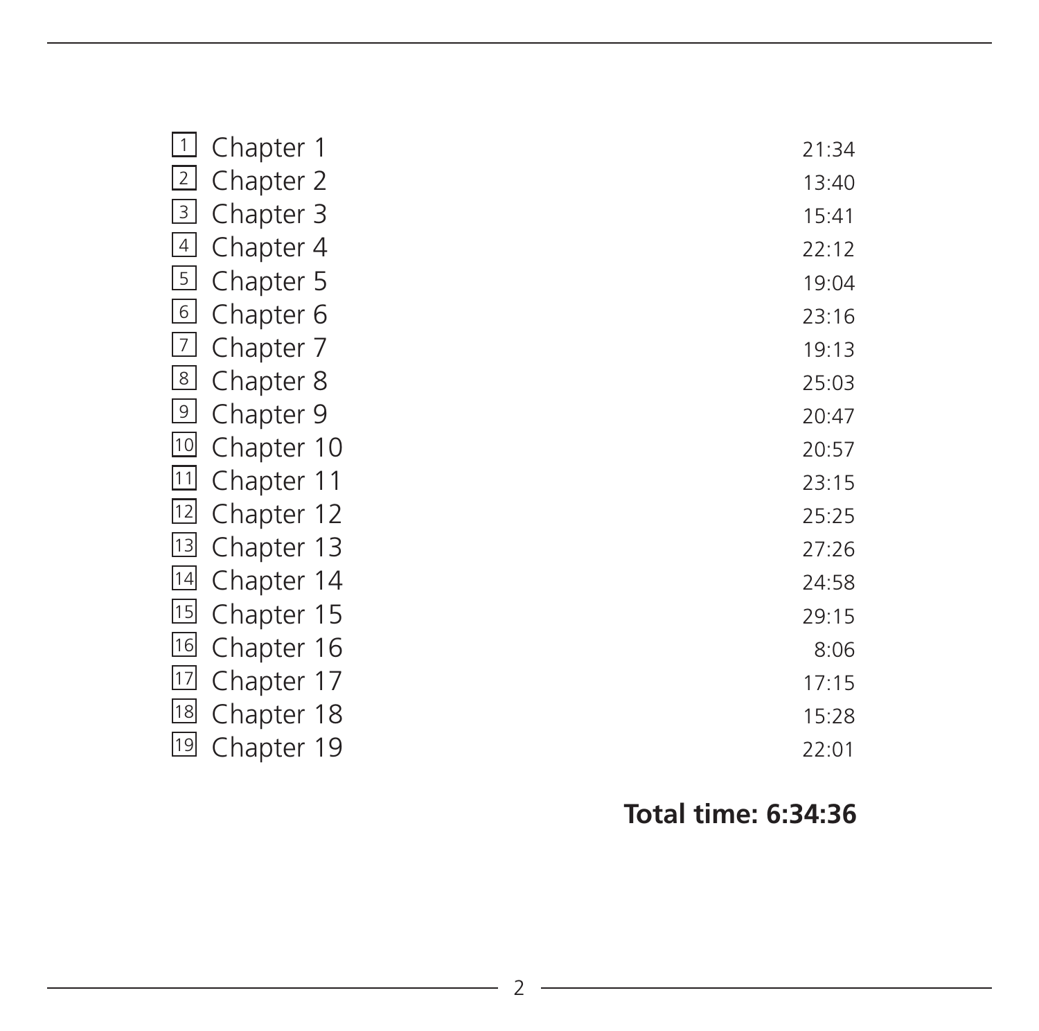| | | |
|---|---|---|
| 1 | Chapter 1 | 21:34 |
| 2 | Chapter 2 | 13:40 |
| 3 | Chapter 3 | 15:41 |
| 4 | Chapter 4 | 22:12 |
| 5 | Chapter 5 | 19:04 |
| 6 | Chapter 6 | 23:16 |
| 7 | Chapter 7 | 19:13 |
| 8 | Chapter 8 | 25:03 |
| 9 | Chapter 9 | 20:47 |
| 10 | Chapter 10 | 20:57 |
| 11 | Chapter 11 | 23:15 |
| 12 | Chapter 12 | 25:25 |
| 13 | Chapter 13 | 27:26 |
| 14 | Chapter 14 | 24:58 |
| 15 | Chapter 15 | 29:15 |
| 16 | Chapter 16 | 8:06 |
| 17 | Chapter 17 | 17:15 |
| 18 | Chapter 18 | 15:28 |
| 19 | Chapter 19 | 22:01 |

**Total time: 6:34:36**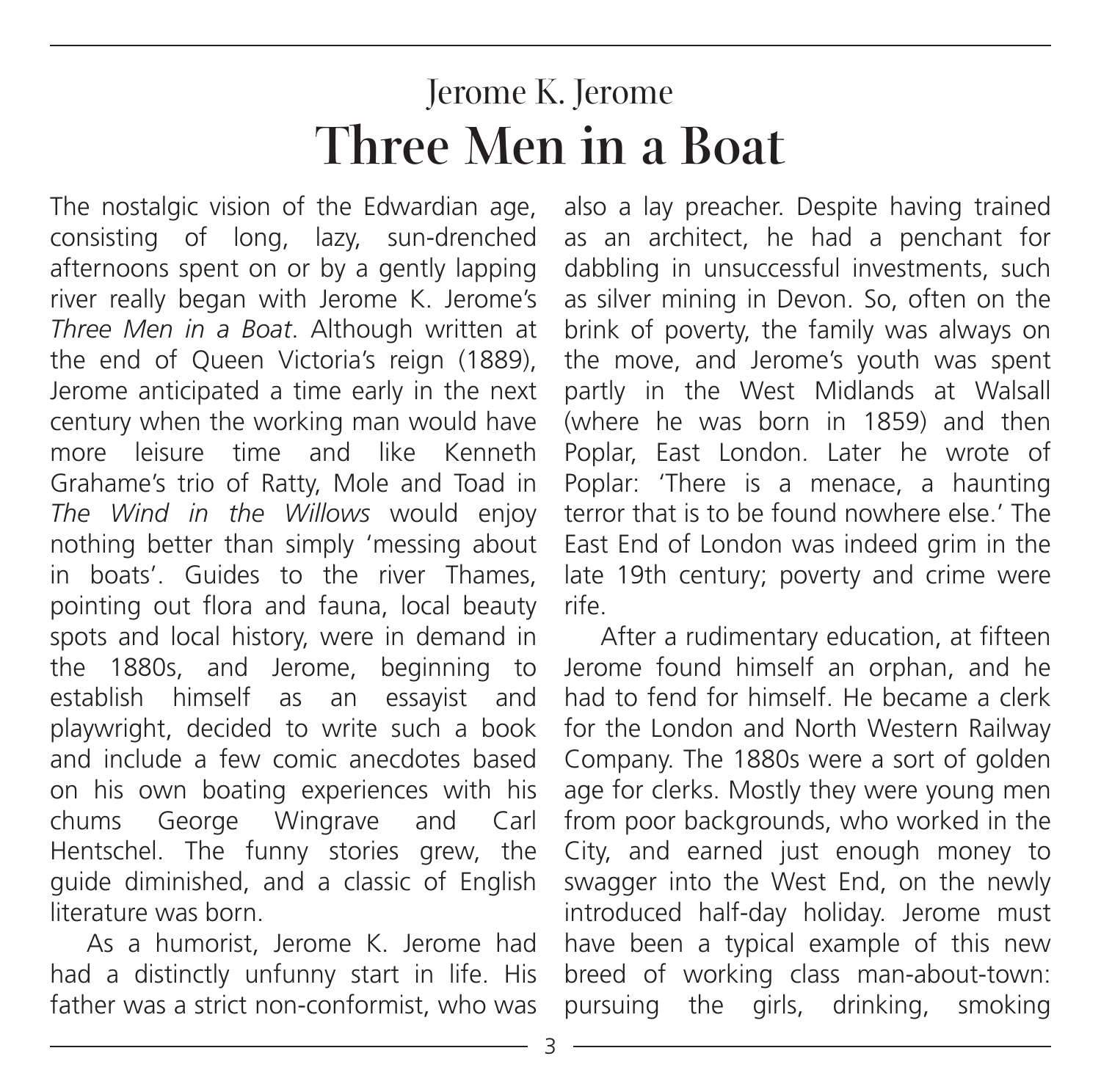## Jerome K. Jerome

# Three Men in a Boat

The nostalgic vision of the Edwardian age, consisting of long, lazy, sun-drenched afternoons spent on or by a gently lapping river really began with Jerome K. Jerome's *Three Men in a Boat*. Although written at the end of Queen Victoria's reign (1889), Jerome anticipated a time early in the next century when the working man would have more leisure time and like Kenneth Grahame's trio of Ratty, Mole and Toad in *The Wind in the Willows* would enjoy nothing better than simply 'messing about in boats'. Guides to the river Thames, pointing out flora and fauna, local beauty spots and local history, were in demand in the 1880s, and Jerome, beginning to establish himself as an essayist and playwright, decided to write such a book and include a few comic anecdotes based on his own boating experiences with his chums George Wingrave and Carl Hentschel. The funny stories grew, the guide diminished, and a classic of English literature was born.

As a humorist, Jerome K. Jerome had had a distinctly unfunny start in life. His father was a strict non-conformist, who was also a lay preacher. Despite having trained as an architect, he had a penchant for dabbling in unsuccessful investments, such as silver mining in Devon. So, often on the brink of poverty, the family was always on the move, and Jerome's youth was spent partly in the West Midlands at Walsall (where he was born in 1859) and then Poplar, East London. Later he wrote of Poplar: 'There is a menace, a haunting terror that is to be found nowhere else.' The East End of London was indeed grim in the late 19th century; poverty and crime were rife.

After a rudimentary education, at fifteen Jerome found himself an orphan, and he had to fend for himself. He became a clerk for the London and North Western Railway Company. The 1880s were a sort of golden age for clerks. Mostly they were young men from poor backgrounds, who worked in the City, and earned just enough money to swagger into the West End, on the newly introduced half-day holiday. Jerome must have been a typical example of this new breed of working class man-about-town: pursuing the girls, drinking, smoking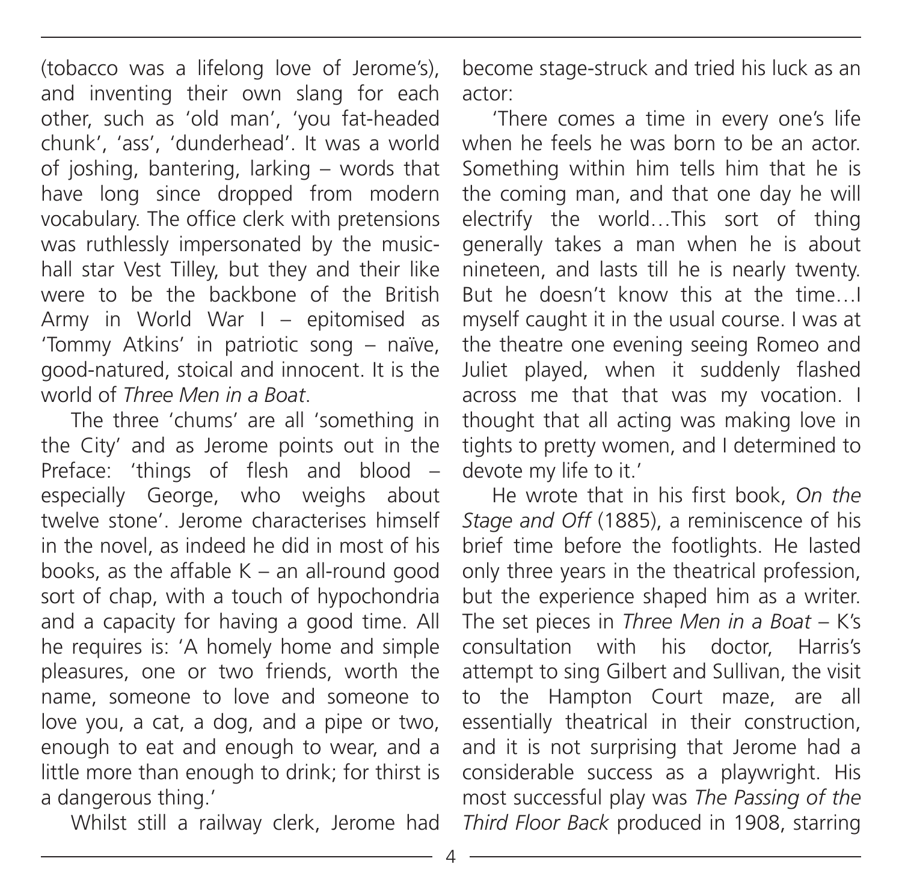(tobacco was a lifelong love of Jerome's), and inventing their own slang for each other, such as 'old man', 'you fat-headed chunk', 'ass', 'dunderhead'. It was a world of joshing, bantering, larking – words that have long since dropped from modern vocabulary. The office clerk with pretensions was ruthlessly impersonated by the music-hall star Vest Tilley, but they and their like were to be the backbone of the British Army in World War I – epitomised as 'Tommy Atkins' in patriotic song – naïve, good-natured, stoical and innocent. It is the world of *Three Men in a Boat*.

The three 'chums' are all 'something in the City' and as Jerome points out in the Preface: 'things of flesh and blood – especially George, who weighs about twelve stone'. Jerome characterises himself in the novel, as indeed he did in most of his books, as the affable K – an all-round good sort of chap, with a touch of hypochondria and a capacity for having a good time. All he requires is: 'A homely home and simple pleasures, one or two friends, worth the name, someone to love and someone to love you, a cat, a dog, and a pipe or two, enough to eat and enough to wear, and a little more than enough to drink; for thirst is a dangerous thing.'

Whilst still a railway clerk, Jerome had become stage-struck and tried his luck as an actor:

'There comes a time in every one's life when he feels he was born to be an actor. Something within him tells him that he is the coming man, and that one day he will electrify the world…This sort of thing generally takes a man when he is about nineteen, and lasts till he is nearly twenty. But he doesn't know this at the time…I myself caught it in the usual course. I was at the theatre one evening seeing Romeo and Juliet played, when it suddenly flashed across me that that was my vocation. I thought that all acting was making love in tights to pretty women, and I determined to devote my life to it.'

He wrote that in his first book, *On the Stage and Off* (1885), a reminiscence of his brief time before the footlights. He lasted only three years in the theatrical profession, but the experience shaped him as a writer. The set pieces in *Three Men in a Boat* – K's consultation with his doctor, Harris's attempt to sing Gilbert and Sullivan, the visit to the Hampton Court maze, are all essentially theatrical in their construction, and it is not surprising that Jerome had a considerable success as a playwright. His most successful play was *The Passing of the Third Floor Back* produced in 1908, starring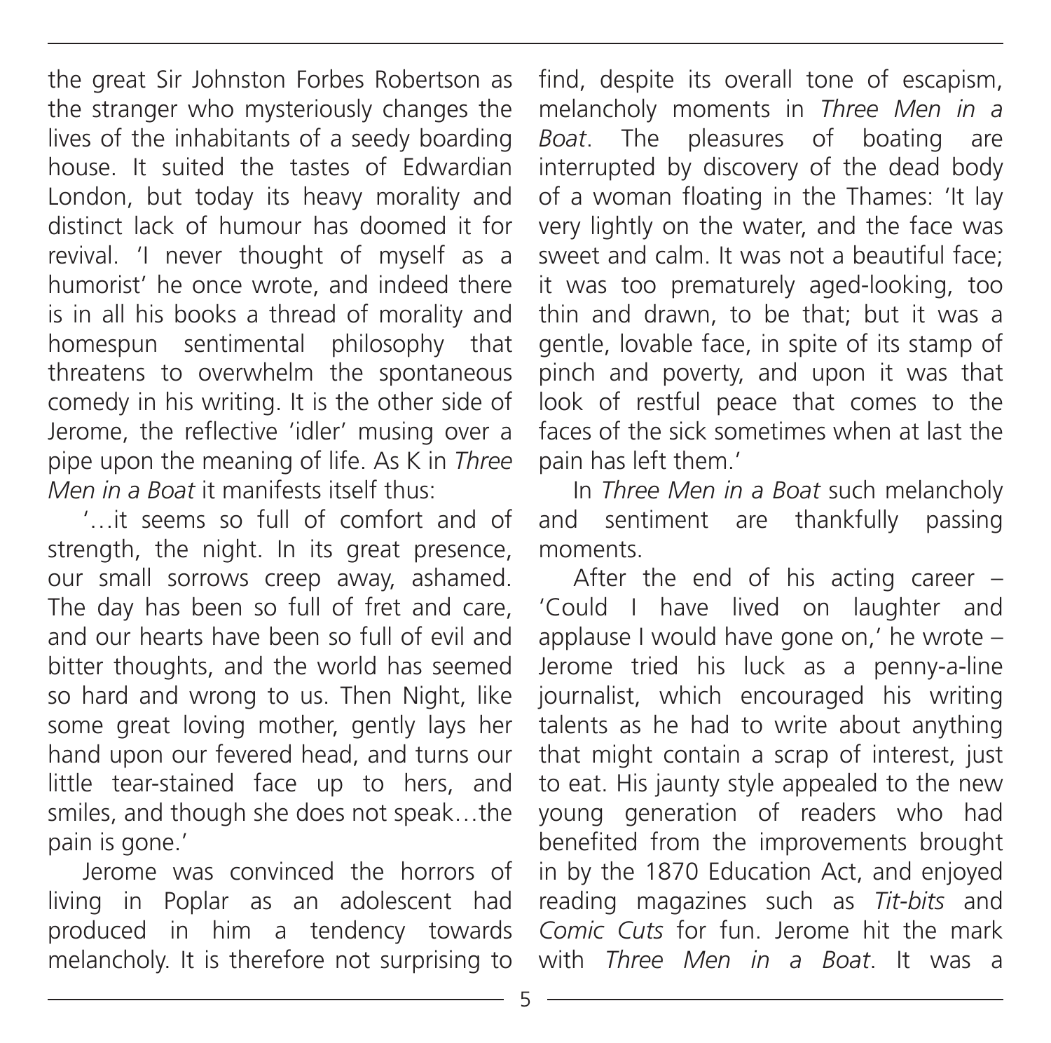the great Sir Johnston Forbes Robertson as the stranger who mysteriously changes the lives of the inhabitants of a seedy boarding house. It suited the tastes of Edwardian London, but today its heavy morality and distinct lack of humour has doomed it for revival. 'I never thought of myself as a humorist' he once wrote, and indeed there is in all his books a thread of morality and homespun sentimental philosophy that threatens to overwhelm the spontaneous comedy in his writing. It is the other side of Jerome, the reflective 'idler' musing over a pipe upon the meaning of life. As K in *Three Men in a Boat* it manifests itself thus:

'…it seems so full of comfort and of strength, the night. In its great presence, our small sorrows creep away, ashamed. The day has been so full of fret and care, and our hearts have been so full of evil and bitter thoughts, and the world has seemed so hard and wrong to us. Then Night, like some great loving mother, gently lays her hand upon our fevered head, and turns our little tear-stained face up to hers, and smiles, and though she does not speak…the pain is gone.'

Jerome was convinced the horrors of living in Poplar as an adolescent had produced in him a tendency towards melancholy. It is therefore not surprising to find, despite its overall tone of escapism, melancholy moments in *Three Men in a Boat*. The pleasures of boating are interrupted by discovery of the dead body of a woman floating in the Thames: 'It lay very lightly on the water, and the face was sweet and calm. It was not a beautiful face; it was too prematurely aged-looking, too thin and drawn, to be that; but it was a gentle, lovable face, in spite of its stamp of pinch and poverty, and upon it was that look of restful peace that comes to the faces of the sick sometimes when at last the pain has left them.'

In *Three Men in a Boat* such melancholy and sentiment are thankfully passing moments.

After the end of his acting career – 'Could I have lived on laughter and applause I would have gone on,' he wrote – Jerome tried his luck as a penny-a-line journalist, which encouraged his writing talents as he had to write about anything that might contain a scrap of interest, just to eat. His jaunty style appealed to the new young generation of readers who had benefited from the improvements brought in by the 1870 Education Act, and enjoyed reading magazines such as *Tit-bits* and *Comic Cuts* for fun. Jerome hit the mark with *Three Men in a Boat*. It was a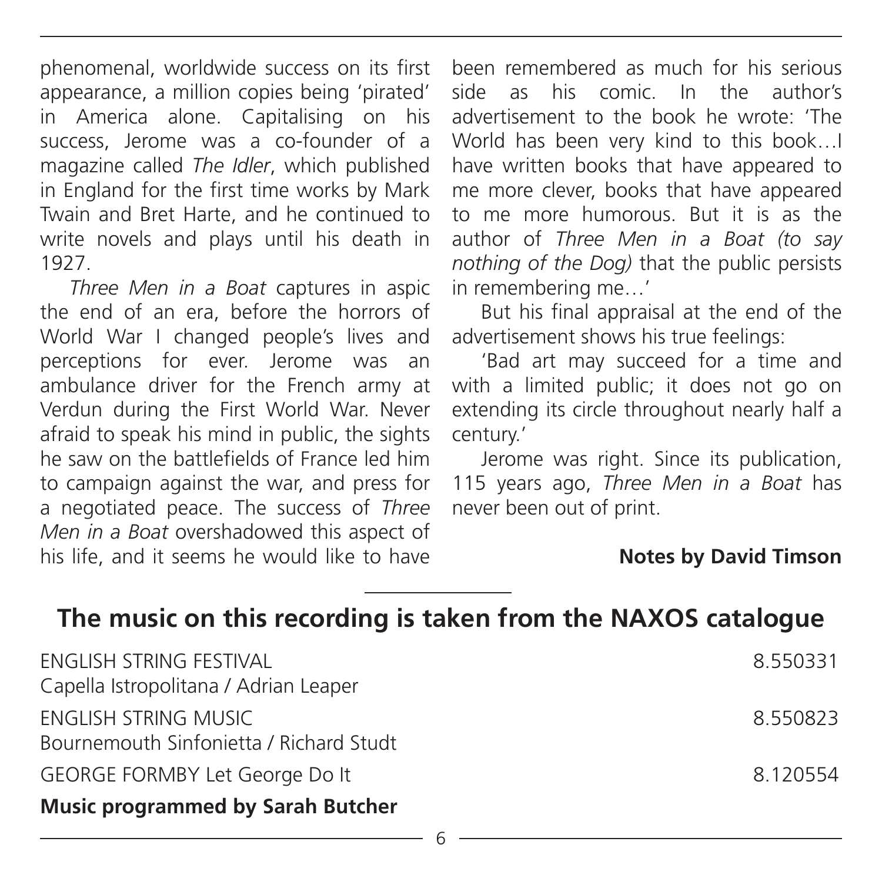phenomenal, worldwide success on its first appearance, a million copies being 'pirated' in America alone. Capitalising on his success, Jerome was a co-founder of a magazine called *The Idler*, which published in England for the first time works by Mark Twain and Bret Harte, and he continued to write novels and plays until his death in 1927.

*Three Men in a Boat* captures in aspic the end of an era, before the horrors of World War I changed people's lives and perceptions for ever. Jerome was an ambulance driver for the French army at Verdun during the First World War. Never afraid to speak his mind in public, the sights he saw on the battlefields of France led him to campaign against the war, and press for a negotiated peace. The success of *Three Men in a Boat* overshadowed this aspect of his life, and it seems he would like to have been remembered as much for his serious side as his comic. In the author's advertisement to the book he wrote: 'The World has been very kind to this book…I have written books that have appeared to me more clever, books that have appeared to me more humorous. But it is as the author of *Three Men in a Boat (to say nothing of the Dog)* that the public persists in remembering me…'

But his final appraisal at the end of the advertisement shows his true feelings:

'Bad art may succeed for a time and with a limited public; it does not go on extending its circle throughout nearly half a century.'

Jerome was right. Since its publication, 115 years ago, *Three Men in a Boat* has never been out of print.

**Notes by David Timson**

## The music on this recording is taken from the NAXOS catalogue

| | |
|---|---|
| ENGLISH STRING FESTIVAL<br>Capella Istropolitana / Adrian Leaper | 8.550331 |
| ENGLISH STRING MUSIC<br>Bournemouth Sinfonietta / Richard Studt | 8.550823 |
| GEORGE FORMBY Let George Do It | 8.120554 |

**Music programmed by Sarah Butcher**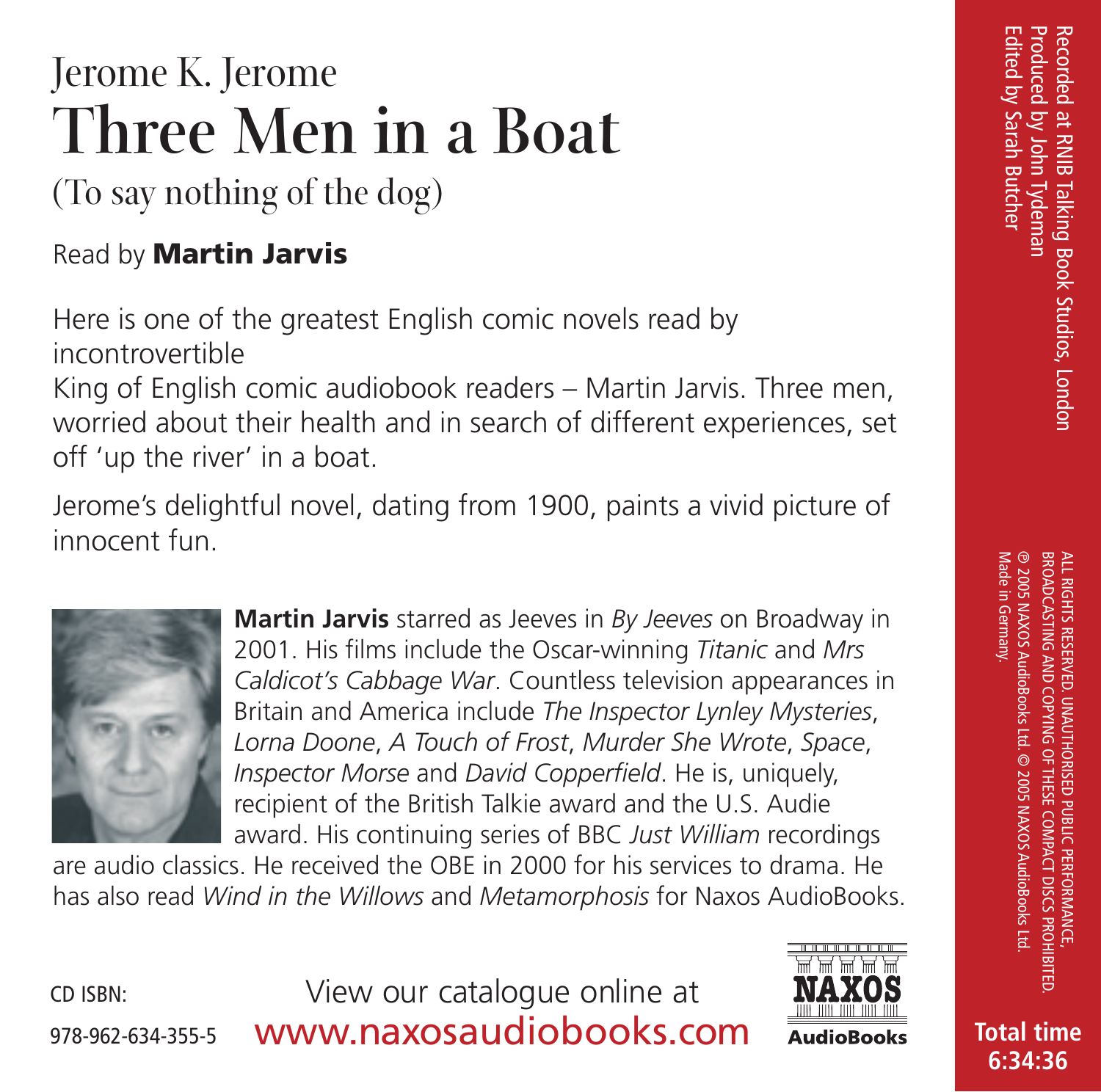Jerome K. Jerome

# Three Men in a Boat

(To say nothing of the dog)

Read by **Martin Jarvis**

Here is one of the greatest English comic novels read by incontrovertible King of English comic audiobook readers – Martin Jarvis. Three men, worried about their health and in search of different experiences, set off 'up the river' in a boat.

Jerome's delightful novel, dating from 1900, paints a vivid picture of innocent fun.

**Martin Jarvis** starred as Jeeves in *By Jeeves* on Broadway in 2001. His films include the Oscar-winning *Titanic* and *Mrs Caldicot's Cabbage War*. Countless television appearances in Britain and America include *The Inspector Lynley Mysteries*, *Lorna Doone*, *A Touch of Frost*, *Murder She Wrote*, *Space*, *Inspector Morse* and *David Copperfield*. He is, uniquely, recipient of the British Talkie award and the U.S. Audie award. His continuing series of BBC *Just William* recordings are audio classics. He received the OBE in 2000 for his services to drama. He has also read *Wind in the Willows* and *Metamorphosis* for Naxos AudioBooks.

CD ISBN:
978-962-634-355-5

View our catalogue online at
www.naxosaudiobooks.com

NAXOS AudioBooks

Recorded at RNIB Talking Book Studios, London
Produced by John Tydeman
Edited by Sarah Butcher

ALL RIGHTS RESERVED. UNAUTHORISED PUBLIC PERFORMANCE, BROADCASTING AND COPYING OF THESE COMPACT DISCS PROHIBITED.
℗ 2005 NAXOS AudioBooks Ltd. © 2005 NAXOS AudioBooks Ltd.
Made in Germany.

**Total time**
**6:34:36**